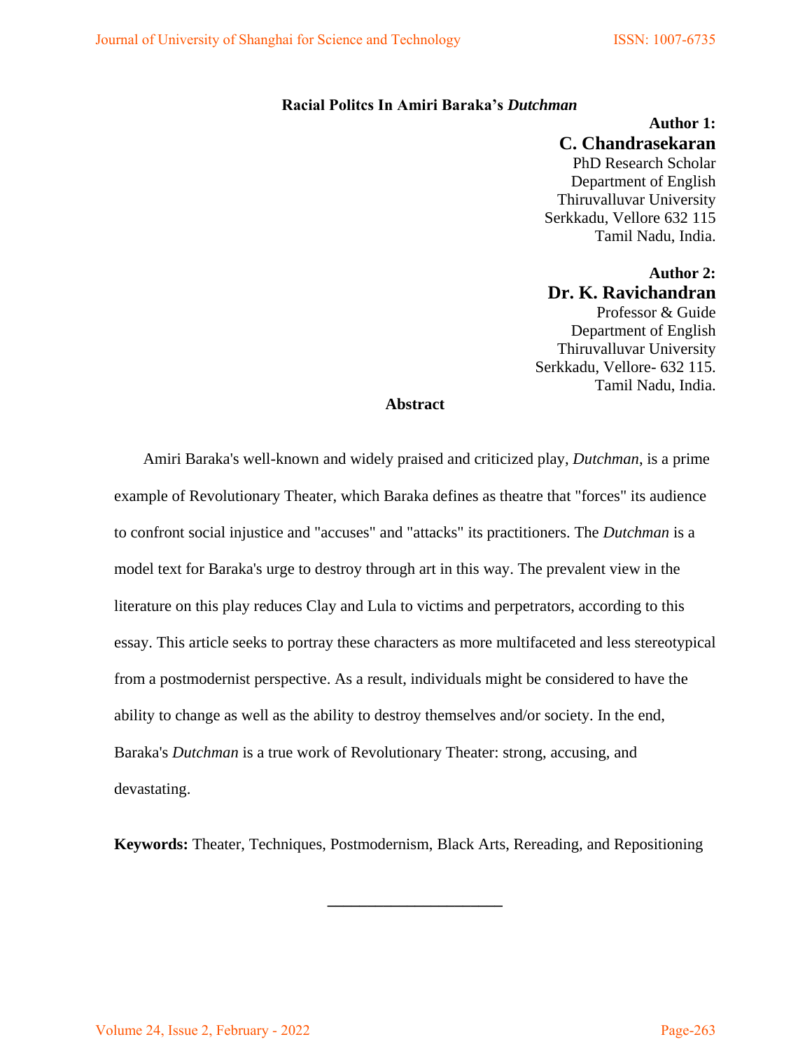# Racial Politcs In Amiri Baraka's *Dutchman*

**Author 1:**
**C. Chandrasekaran**
PhD Research Scholar
Department of English
Thiruvalluvar University
Serkkadu, Vellore 632 115
Tamil Nadu, India.

**Author 2:**
**Dr. K. Ravichandran**
Professor & Guide
Department of English
Thiruvalluvar University
Serkkadu, Vellore- 632 115.
Tamil Nadu, India.

## Abstract

Amiri Baraka's well-known and widely praised and criticized play, *Dutchman*, is a prime example of Revolutionary Theater, which Baraka defines as theatre that "forces" its audience to confront social injustice and "accuses" and "attacks" its practitioners. The *Dutchman* is a model text for Baraka's urge to destroy through art in this way. The prevalent view in the literature on this play reduces Clay and Lula to victims and perpetrators, according to this essay. This article seeks to portray these characters as more multifaceted and less stereotypical from a postmodernist perspective. As a result, individuals might be considered to have the ability to change as well as the ability to destroy themselves and/or society. In the end, Baraka's *Dutchman* is a true work of Revolutionary Theater: strong, accusing, and devastating.

**Keywords:** Theater, Techniques, Postmodernism, Black Arts, Rereading, and Repositioning

---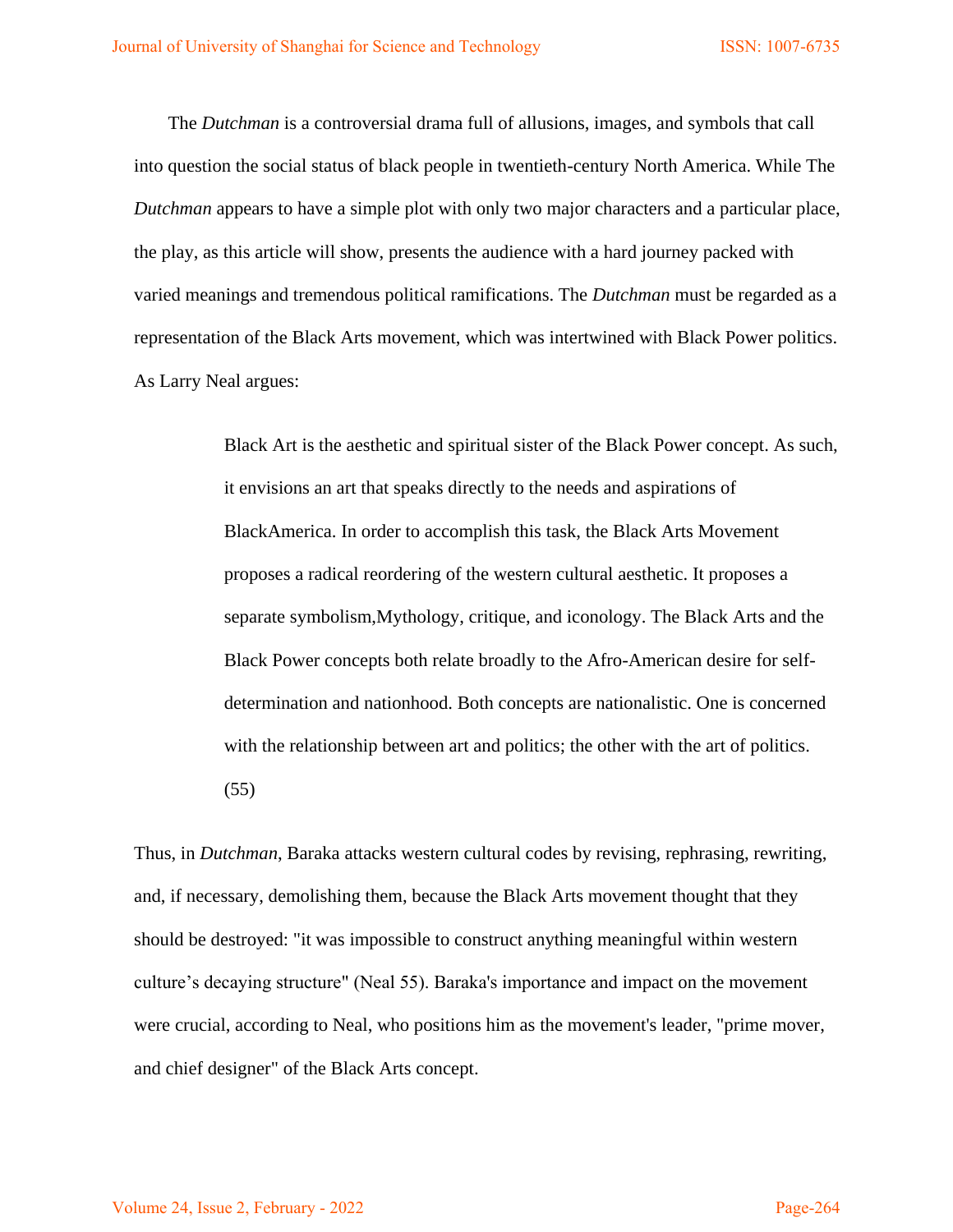The *Dutchman* is a controversial drama full of allusions, images, and symbols that call into question the social status of black people in twentieth-century North America. While The *Dutchman* appears to have a simple plot with only two major characters and a particular place, the play, as this article will show, presents the audience with a hard journey packed with varied meanings and tremendous political ramifications. The *Dutchman* must be regarded as a representation of the Black Arts movement, which was intertwined with Black Power politics. As Larry Neal argues:

> Black Art is the aesthetic and spiritual sister of the Black Power concept. As such, it envisions an art that speaks directly to the needs and aspirations of BlackAmerica. In order to accomplish this task, the Black Arts Movement proposes a radical reordering of the western cultural aesthetic. It proposes a separate symbolism,Mythology, critique, and iconology. The Black Arts and the Black Power concepts both relate broadly to the Afro-American desire for self-determination and nationhood. Both concepts are nationalistic. One is concerned with the relationship between art and politics; the other with the art of politics. (55)

Thus, in *Dutchman*, Baraka attacks western cultural codes by revising, rephrasing, rewriting, and, if necessary, demolishing them, because the Black Arts movement thought that they should be destroyed: "it was impossible to construct anything meaningful within western culture's decaying structure" (Neal 55). Baraka's importance and impact on the movement were crucial, according to Neal, who positions him as the movement's leader, "prime mover, and chief designer" of the Black Arts concept.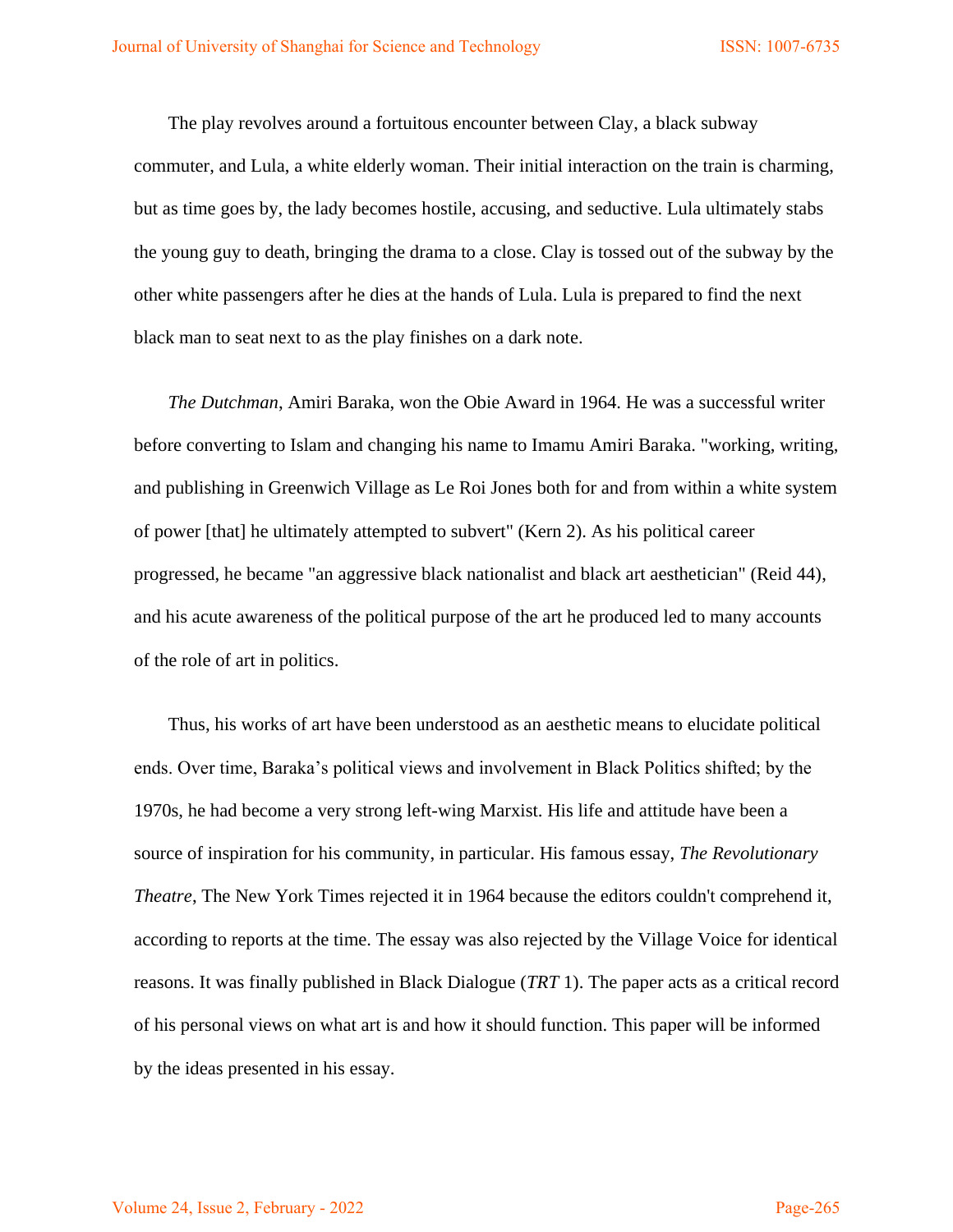The play revolves around a fortuitous encounter between Clay, a black subway commuter, and Lula, a white elderly woman. Their initial interaction on the train is charming, but as time goes by, the lady becomes hostile, accusing, and seductive. Lula ultimately stabs the young guy to death, bringing the drama to a close. Clay is tossed out of the subway by the other white passengers after he dies at the hands of Lula. Lula is prepared to find the next black man to seat next to as the play finishes on a dark note.

*The Dutchman*, Amiri Baraka, won the Obie Award in 1964. He was a successful writer before converting to Islam and changing his name to Imamu Amiri Baraka. "working, writing, and publishing in Greenwich Village as Le Roi Jones both for and from within a white system of power [that] he ultimately attempted to subvert" (Kern 2). As his political career progressed, he became "an aggressive black nationalist and black art aesthetician" (Reid 44), and his acute awareness of the political purpose of the art he produced led to many accounts of the role of art in politics.

Thus, his works of art have been understood as an aesthetic means to elucidate political ends. Over time, Baraka's political views and involvement in Black Politics shifted; by the 1970s, he had become a very strong left-wing Marxist. His life and attitude have been a source of inspiration for his community, in particular. His famous essay, *The Revolutionary Theatre*, The New York Times rejected it in 1964 because the editors couldn't comprehend it, according to reports at the time. The essay was also rejected by the Village Voice for identical reasons. It was finally published in Black Dialogue (*TRT* 1). The paper acts as a critical record of his personal views on what art is and how it should function. This paper will be informed by the ideas presented in his essay.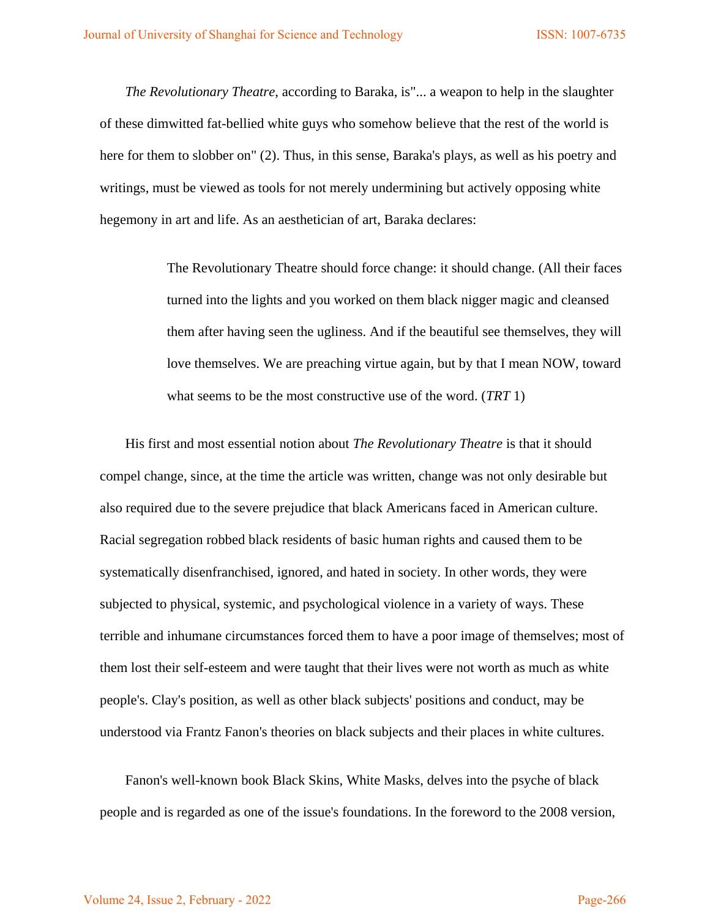*The Revolutionary Theatre*, according to Baraka, is"... a weapon to help in the slaughter of these dimwitted fat-bellied white guys who somehow believe that the rest of the world is here for them to slobber on" (2). Thus, in this sense, Baraka's plays, as well as his poetry and writings, must be viewed as tools for not merely undermining but actively opposing white hegemony in art and life. As an aesthetician of art, Baraka declares:

> The Revolutionary Theatre should force change: it should change. (All their faces turned into the lights and you worked on them black nigger magic and cleansed them after having seen the ugliness. And if the beautiful see themselves, they will love themselves. We are preaching virtue again, but by that I mean NOW, toward what seems to be the most constructive use of the word. (*TRT* 1)

His first and most essential notion about *The Revolutionary Theatre* is that it should compel change, since, at the time the article was written, change was not only desirable but also required due to the severe prejudice that black Americans faced in American culture. Racial segregation robbed black residents of basic human rights and caused them to be systematically disenfranchised, ignored, and hated in society. In other words, they were subjected to physical, systemic, and psychological violence in a variety of ways. These terrible and inhumane circumstances forced them to have a poor image of themselves; most of them lost their self-esteem and were taught that their lives were not worth as much as white people's. Clay's position, as well as other black subjects' positions and conduct, may be understood via Frantz Fanon's theories on black subjects and their places in white cultures.

Fanon's well-known book Black Skins, White Masks, delves into the psyche of black people and is regarded as one of the issue's foundations. In the foreword to the 2008 version,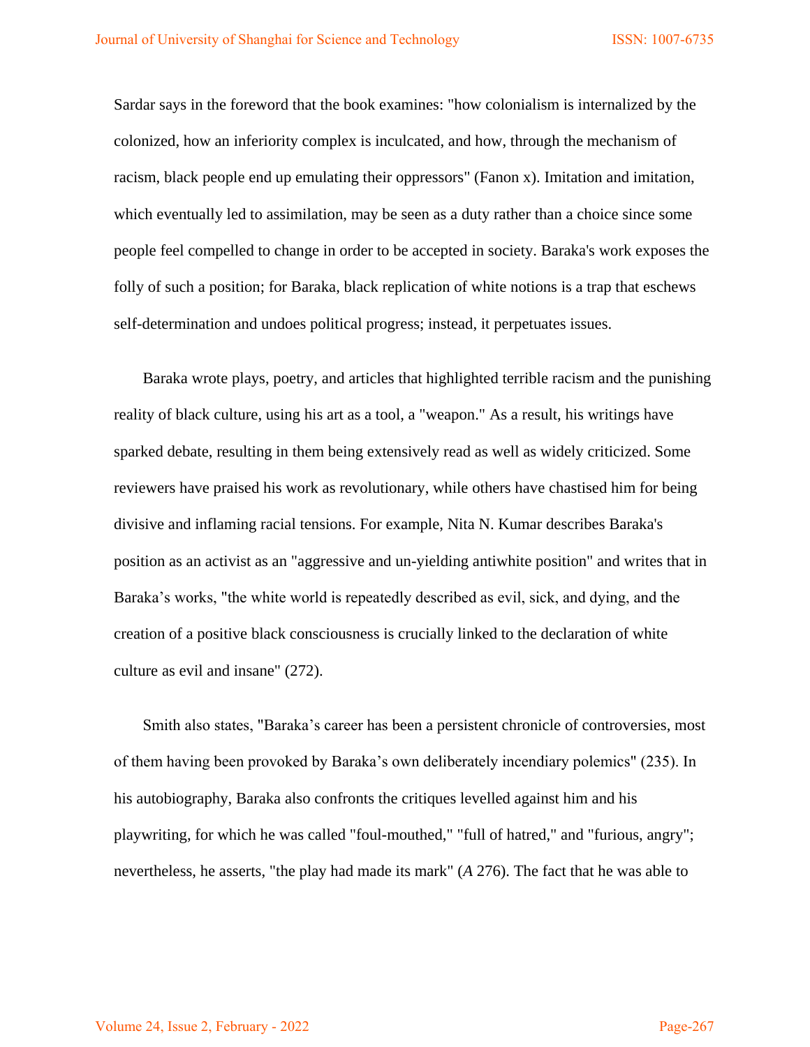Sardar says in the foreword that the book examines: "how colonialism is internalized by the colonized, how an inferiority complex is inculcated, and how, through the mechanism of racism, black people end up emulating their oppressors" (Fanon x). Imitation and imitation, which eventually led to assimilation, may be seen as a duty rather than a choice since some people feel compelled to change in order to be accepted in society. Baraka's work exposes the folly of such a position; for Baraka, black replication of white notions is a trap that eschews self-determination and undoes political progress; instead, it perpetuates issues.

Baraka wrote plays, poetry, and articles that highlighted terrible racism and the punishing reality of black culture, using his art as a tool, a "weapon." As a result, his writings have sparked debate, resulting in them being extensively read as well as widely criticized. Some reviewers have praised his work as revolutionary, while others have chastised him for being divisive and inflaming racial tensions. For example, Nita N. Kumar describes Baraka's position as an activist as an "aggressive and un-yielding antiwhite position" and writes that in Baraka's works, "the white world is repeatedly described as evil, sick, and dying, and the creation of a positive black consciousness is crucially linked to the declaration of white culture as evil and insane" (272).

Smith also states, "Baraka's career has been a persistent chronicle of controversies, most of them having been provoked by Baraka's own deliberately incendiary polemics" (235). In his autobiography, Baraka also confronts the critiques levelled against him and his playwriting, for which he was called "foul-mouthed," "full of hatred," and "furious, angry"; nevertheless, he asserts, "the play had made its mark" (*A* 276). The fact that he was able to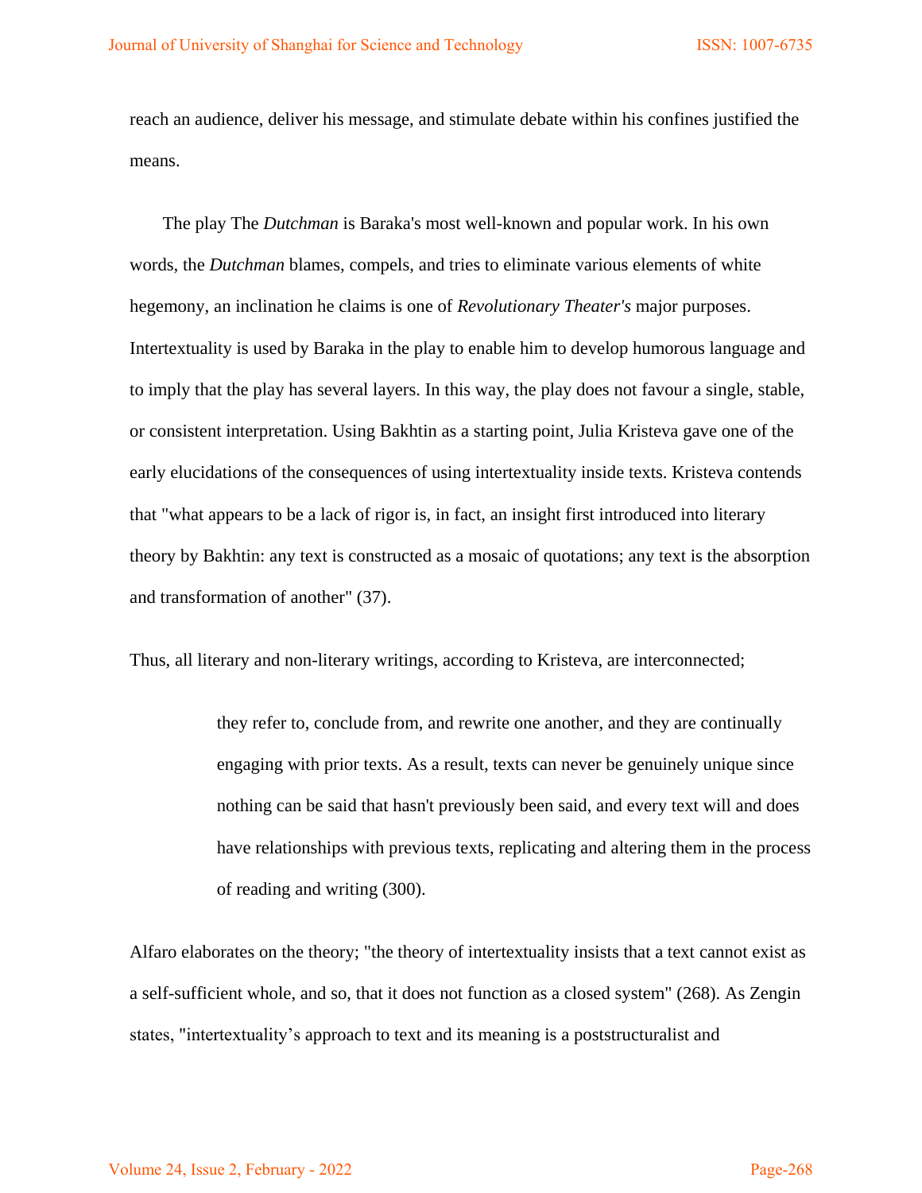reach an audience, deliver his message, and stimulate debate within his confines justified the means.

The play The *Dutchman* is Baraka's most well-known and popular work. In his own words, the *Dutchman* blames, compels, and tries to eliminate various elements of white hegemony, an inclination he claims is one of *Revolutionary Theater's* major purposes. Intertextuality is used by Baraka in the play to enable him to develop humorous language and to imply that the play has several layers. In this way, the play does not favour a single, stable, or consistent interpretation. Using Bakhtin as a starting point, Julia Kristeva gave one of the early elucidations of the consequences of using intertextuality inside texts. Kristeva contends that "what appears to be a lack of rigor is, in fact, an insight first introduced into literary theory by Bakhtin: any text is constructed as a mosaic of quotations; any text is the absorption and transformation of another" (37).

Thus, all literary and non-literary writings, according to Kristeva, are interconnected;

> they refer to, conclude from, and rewrite one another, and they are continually engaging with prior texts. As a result, texts can never be genuinely unique since nothing can be said that hasn't previously been said, and every text will and does have relationships with previous texts, replicating and altering them in the process of reading and writing (300).

Alfaro elaborates on the theory; "the theory of intertextuality insists that a text cannot exist as a self-sufficient whole, and so, that it does not function as a closed system" (268). As Zengin states, "intertextuality's approach to text and its meaning is a poststructuralist and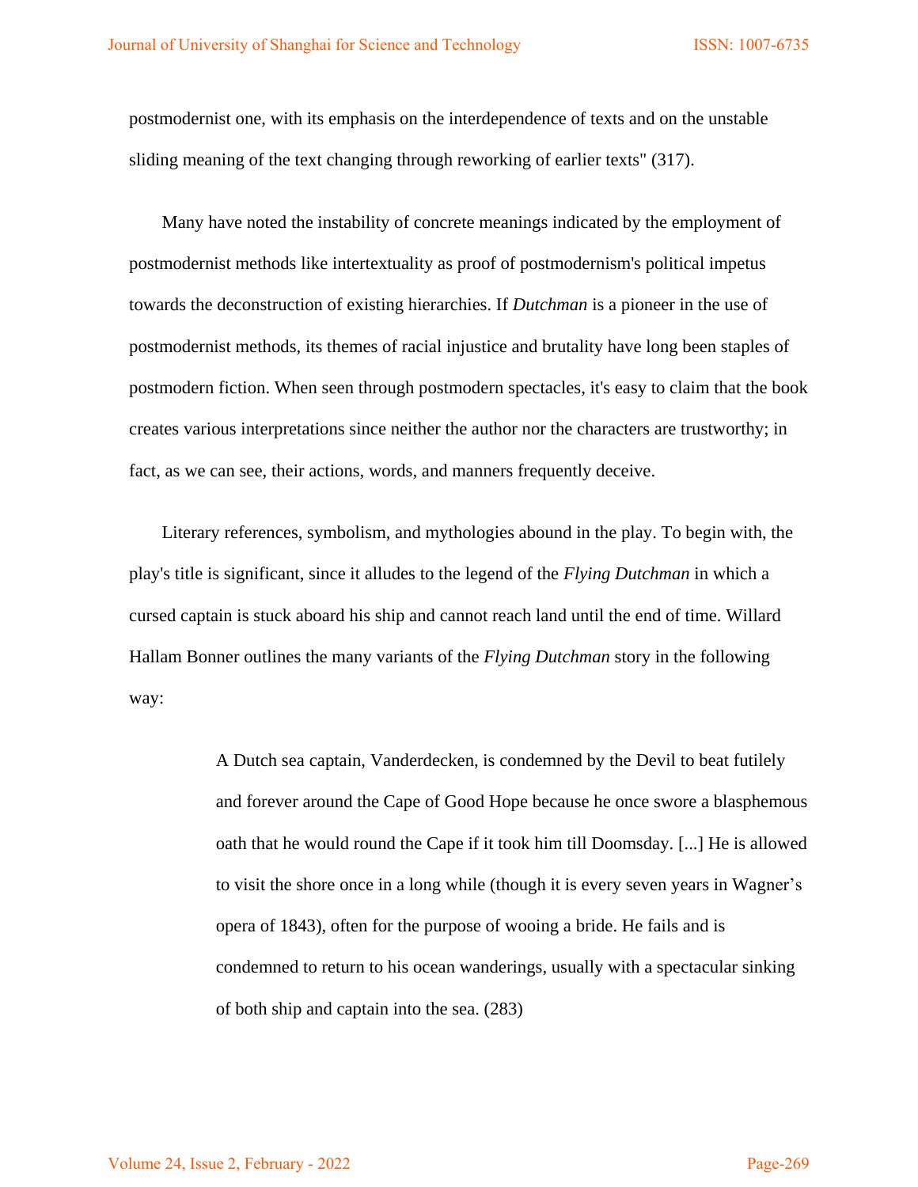postmodernist one, with its emphasis on the interdependence of texts and on the unstable sliding meaning of the text changing through reworking of earlier texts" (317).

Many have noted the instability of concrete meanings indicated by the employment of postmodernist methods like intertextuality as proof of postmodernism's political impetus towards the deconstruction of existing hierarchies. If *Dutchman* is a pioneer in the use of postmodernist methods, its themes of racial injustice and brutality have long been staples of postmodern fiction. When seen through postmodern spectacles, it's easy to claim that the book creates various interpretations since neither the author nor the characters are trustworthy; in fact, as we can see, their actions, words, and manners frequently deceive.

Literary references, symbolism, and mythologies abound in the play. To begin with, the play's title is significant, since it alludes to the legend of the *Flying Dutchman* in which a cursed captain is stuck aboard his ship and cannot reach land until the end of time. Willard Hallam Bonner outlines the many variants of the *Flying Dutchman* story in the following way:

> A Dutch sea captain, Vanderdecken, is condemned by the Devil to beat futilely and forever around the Cape of Good Hope because he once swore a blasphemous oath that he would round the Cape if it took him till Doomsday. [...] He is allowed to visit the shore once in a long while (though it is every seven years in Wagner's opera of 1843), often for the purpose of wooing a bride. He fails and is condemned to return to his ocean wanderings, usually with a spectacular sinking of both ship and captain into the sea. (283)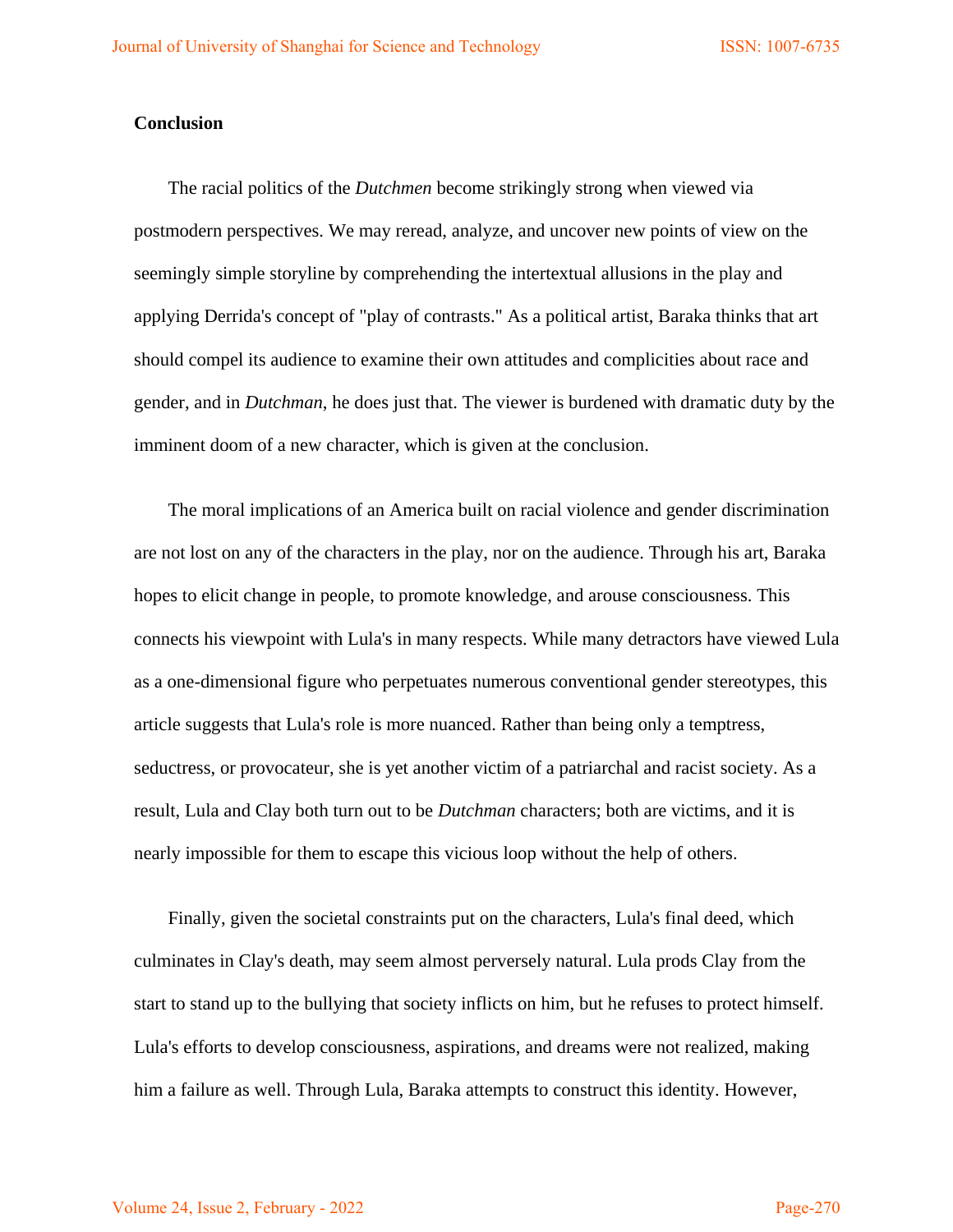**Conclusion**

The racial politics of the *Dutchmen* become strikingly strong when viewed via postmodern perspectives. We may reread, analyze, and uncover new points of view on the seemingly simple storyline by comprehending the intertextual allusions in the play and applying Derrida's concept of "play of contrasts." As a political artist, Baraka thinks that art should compel its audience to examine their own attitudes and complicities about race and gender, and in *Dutchman*, he does just that. The viewer is burdened with dramatic duty by the imminent doom of a new character, which is given at the conclusion.

The moral implications of an America built on racial violence and gender discrimination are not lost on any of the characters in the play, nor on the audience. Through his art, Baraka hopes to elicit change in people, to promote knowledge, and arouse consciousness. This connects his viewpoint with Lula's in many respects. While many detractors have viewed Lula as a one-dimensional figure who perpetuates numerous conventional gender stereotypes, this article suggests that Lula's role is more nuanced. Rather than being only a temptress, seductress, or provocateur, she is yet another victim of a patriarchal and racist society. As a result, Lula and Clay both turn out to be *Dutchman* characters; both are victims, and it is nearly impossible for them to escape this vicious loop without the help of others.

Finally, given the societal constraints put on the characters, Lula's final deed, which culminates in Clay's death, may seem almost perversely natural. Lula prods Clay from the start to stand up to the bullying that society inflicts on him, but he refuses to protect himself. Lula's efforts to develop consciousness, aspirations, and dreams were not realized, making him a failure as well. Through Lula, Baraka attempts to construct this identity. However,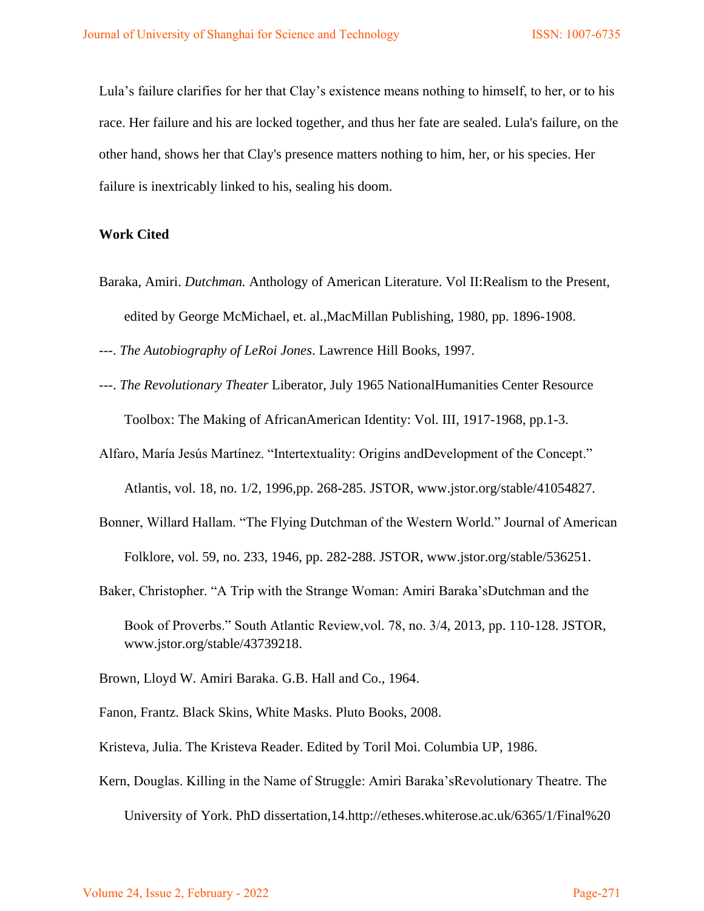Lula's failure clarifies for her that Clay's existence means nothing to himself, to her, or to his race. Her failure and his are locked together, and thus her fate are sealed. Lula's failure, on the other hand, shows her that Clay's presence matters nothing to him, her, or his species. Her failure is inextricably linked to his, sealing his doom.

**Work Cited**

Baraka, Amiri. *Dutchman.* Anthology of American Literature. Vol II:Realism to the Present, edited by George McMichael, et. al.,MacMillan Publishing, 1980, pp. 1896-1908.

---. *The Autobiography of LeRoi Jones*. Lawrence Hill Books, 1997.

---. *The Revolutionary Theater* Liberator, July 1965 NationalHumanities Center Resource Toolbox: The Making of AfricanAmerican Identity: Vol. III, 1917-1968, pp.1-3.

Alfaro, María Jesús Martínez. "Intertextuality: Origins andDevelopment of the Concept." Atlantis, vol. 18, no. 1/2, 1996,pp. 268-285. JSTOR, www.jstor.org/stable/41054827.

Bonner, Willard Hallam. "The Flying Dutchman of the Western World." Journal of American Folklore, vol. 59, no. 233, 1946, pp. 282-288. JSTOR, www.jstor.org/stable/536251.

Baker, Christopher. "A Trip with the Strange Woman: Amiri Baraka'sDutchman and the Book of Proverbs." South Atlantic Review,vol. 78, no. 3/4, 2013, pp. 110-128. JSTOR, www.jstor.org/stable/43739218.

Brown, Lloyd W. Amiri Baraka. G.B. Hall and Co., 1964.

Fanon, Frantz. Black Skins, White Masks. Pluto Books, 2008.

Kristeva, Julia. The Kristeva Reader. Edited by Toril Moi. Columbia UP, 1986.

Kern, Douglas. Killing in the Name of Struggle: Amiri Baraka'sRevolutionary Theatre. The University of York. PhD dissertation,14.http://etheses.whiterose.ac.uk/6365/1/Final%20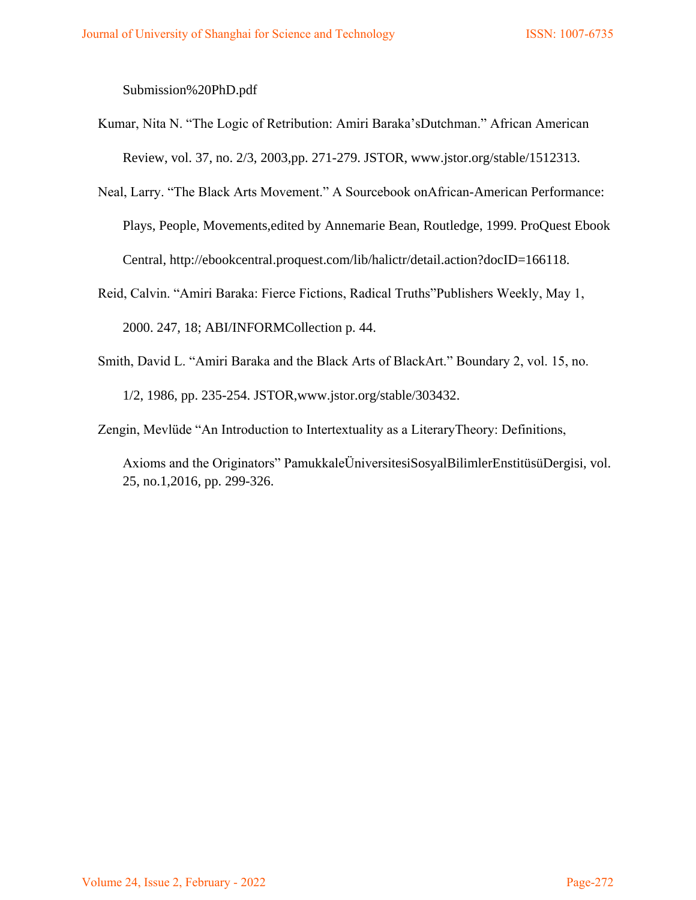Submission%20PhD.pdf

Kumar, Nita N. “The Logic of Retribution: Amiri Baraka’sDutchman.” African American Review, vol. 37, no. 2/3, 2003,pp. 271-279. JSTOR, www.jstor.org/stable/1512313.

Neal, Larry. “The Black Arts Movement.” A Sourcebook onAfrican-American Performance: Plays, People, Movements,edited by Annemarie Bean, Routledge, 1999. ProQuest Ebook Central, http://ebookcentral.proquest.com/lib/halictr/detail.action?docID=166118.

Reid, Calvin. “Amiri Baraka: Fierce Fictions, Radical Truths”Publishers Weekly, May 1, 2000. 247, 18; ABI/INFORMCollection p. 44.

Smith, David L. “Amiri Baraka and the Black Arts of BlackArt.” Boundary 2, vol. 15, no. 1/2, 1986, pp. 235-254. JSTOR,www.jstor.org/stable/303432.

Zengin, Mevlüde “An Introduction to Intertextuality as a LiteraryTheory: Definitions, Axioms and the Originators” PamukkaleÜniversitesiSosyalBilimlerEnstitüsüDergisi, vol. 25, no.1,2016, pp. 299-326.